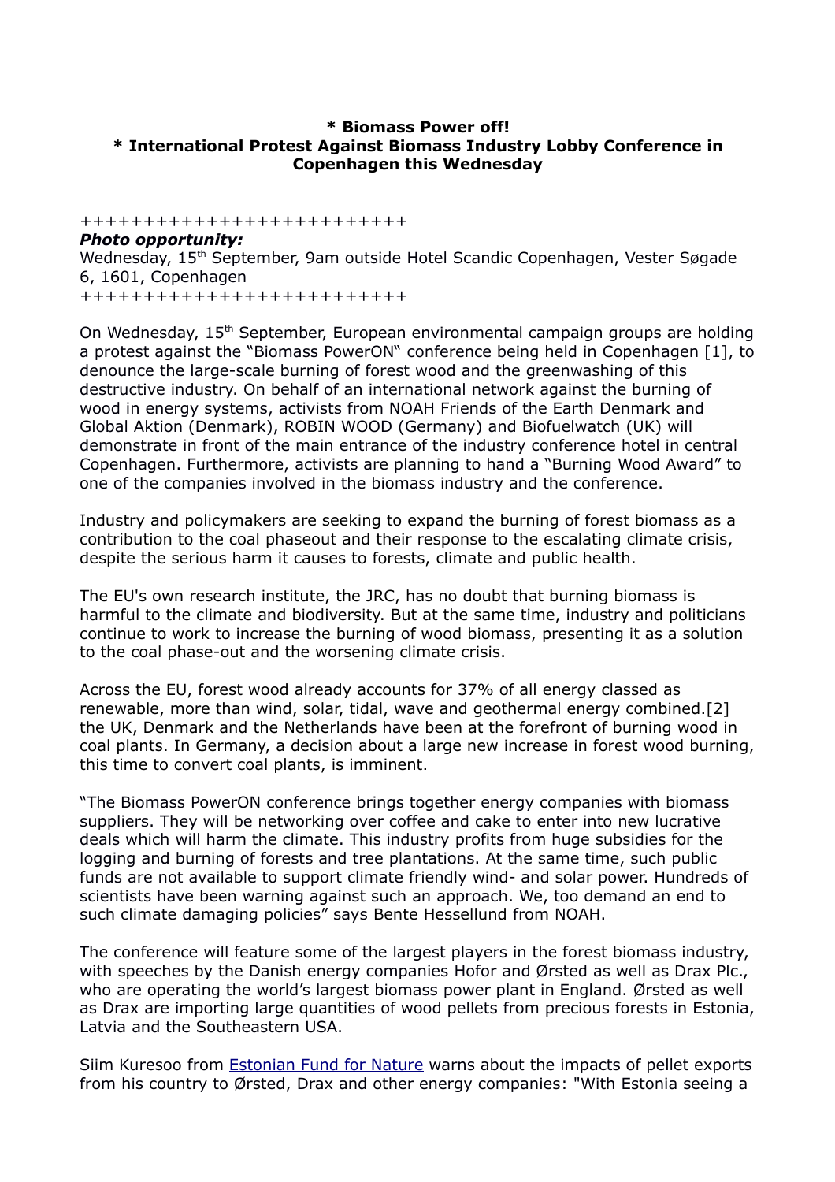**\* Biomass Power off!**
**\* International Protest Against Biomass Industry Lobby Conference in Copenhagen this Wednesday**

+++++++++++++++++++++++++

***Photo opportunity:***
Wednesday, 15th September, 9am outside Hotel Scandic Copenhagen, Vester Søgade 6, 1601, Copenhagen
+++++++++++++++++++++++++

On Wednesday, 15th September, European environmental campaign groups are holding a protest against the "Biomass PowerON" conference being held in Copenhagen [1], to denounce the large-scale burning of forest wood and the greenwashing of this destructive industry. On behalf of an international network against the burning of wood in energy systems, activists from NOAH Friends of the Earth Denmark and Global Aktion (Denmark), ROBIN WOOD (Germany) and Biofuelwatch (UK) will demonstrate in front of the main entrance of the industry conference hotel in central Copenhagen. Furthermore, activists are planning to hand a "Burning Wood Award" to one of the companies involved in the biomass industry and the conference.

Industry and policymakers are seeking to expand the burning of forest biomass as a contribution to the coal phaseout and their response to the escalating climate crisis, despite the serious harm it causes to forests, climate and public health.

The EU's own research institute, the JRC, has no doubt that burning biomass is harmful to the climate and biodiversity. But at the same time, industry and politicians continue to work to increase the burning of wood biomass, presenting it as a solution to the coal phase-out and the worsening climate crisis.

Across the EU, forest wood already accounts for 37% of all energy classed as renewable, more than wind, solar, tidal, wave and geothermal energy combined.[2] the UK, Denmark and the Netherlands have been at the forefront of burning wood in coal plants. In Germany, a decision about a large new increase in forest wood burning, this time to convert coal plants, is imminent.

"The Biomass PowerON conference brings together energy companies with biomass suppliers. They will be networking over coffee and cake to enter into new lucrative deals which will harm the climate. This industry profits from huge subsidies for the logging and burning of forests and tree plantations. At the same time, such public funds are not available to support climate friendly wind- and solar power. Hundreds of scientists have been warning against such an approach. We, too demand an end to such climate damaging policies" says Bente Hessellund from NOAH.

The conference will feature some of the largest players in the forest biomass industry, with speeches by the Danish energy companies Hofor and Ørsted as well as Drax Plc., who are operating the world's largest biomass power plant in England. Ørsted as well as Drax are importing large quantities of wood pellets from precious forests in Estonia, Latvia and the Southeastern USA.

Siim Kuresoo from Estonian Fund for Nature warns about the impacts of pellet exports from his country to Ørsted, Drax and other energy companies: "With Estonia seeing a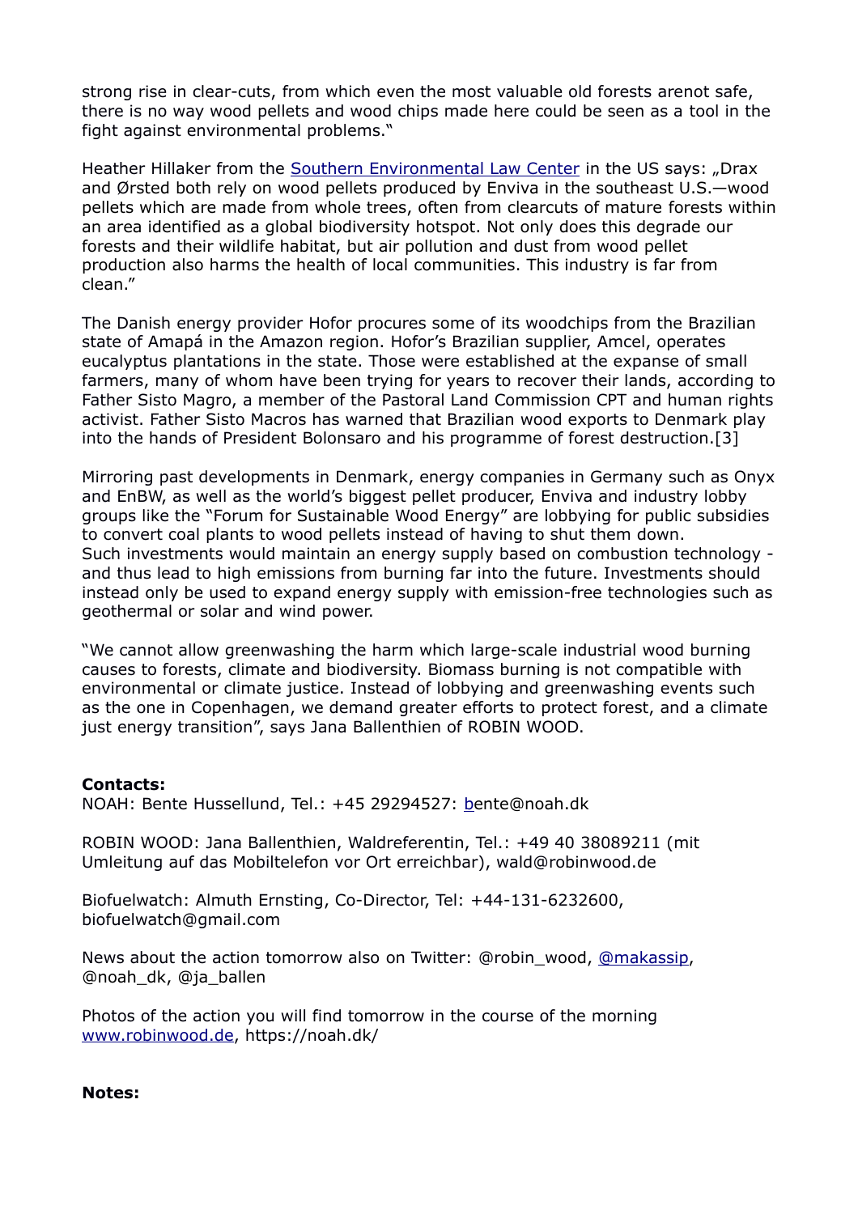strong rise in clear-cuts, from which even the most valuable old forests arenot safe, there is no way wood pellets and wood chips made here could be seen as a tool in the fight against environmental problems."

Heather Hillaker from the Southern Environmental Law Center in the US says: „Drax and Ørsted both rely on wood pellets produced by Enviva in the southeast U.S.—wood pellets which are made from whole trees, often from clearcuts of mature forests within an area identified as a global biodiversity hotspot. Not only does this degrade our forests and their wildlife habitat, but air pollution and dust from wood pellet production also harms the health of local communities. This industry is far from clean."

The Danish energy provider Hofor procures some of its woodchips from the Brazilian state of Amapá in the Amazon region. Hofor's Brazilian supplier, Amcel, operates eucalyptus plantations in the state. Those were established at the expanse of small farmers, many of whom have been trying for years to recover their lands, according to Father Sisto Magro, a member of the Pastoral Land Commission CPT and human rights activist. Father Sisto Macros has warned that Brazilian wood exports to Denmark play into the hands of President Bolonsaro and his programme of forest destruction.[3]

Mirroring past developments in Denmark, energy companies in Germany such as Onyx and EnBW, as well as the world's biggest pellet producer, Enviva and industry lobby groups like the "Forum for Sustainable Wood Energy" are lobbying for public subsidies to convert coal plants to wood pellets instead of having to shut them down.
Such investments would maintain an energy supply based on combustion technology - and thus lead to high emissions from burning far into the future. Investments should instead only be used to expand energy supply with emission-free technologies such as geothermal or solar and wind power.

"We cannot allow greenwashing the harm which large-scale industrial wood burning causes to forests, climate and biodiversity. Biomass burning is not compatible with environmental or climate justice. Instead of lobbying and greenwashing events such as the one in Copenhagen, we demand greater efforts to protect forest, and a climate just energy transition", says Jana Ballenthien of ROBIN WOOD.

**Contacts:**
NOAH: Bente Hussellund, Tel.: +45 29294527: bente@noah.dk

ROBIN WOOD: Jana Ballenthien, Waldreferentin, Tel.: +49 40 38089211 (mit Umleitung auf das Mobiltelefon vor Ort erreichbar), wald@robinwood.de

Biofuelwatch: Almuth Ernsting, Co-Director, Tel: +44-131-6232600, biofuelwatch@gmail.com

News about the action tomorrow also on Twitter: @robin_wood, @makassip, @noah_dk, @ja_ballen

Photos of the action you will find tomorrow in the course of the morning www.robinwood.de, https://noah.dk/

**Notes:**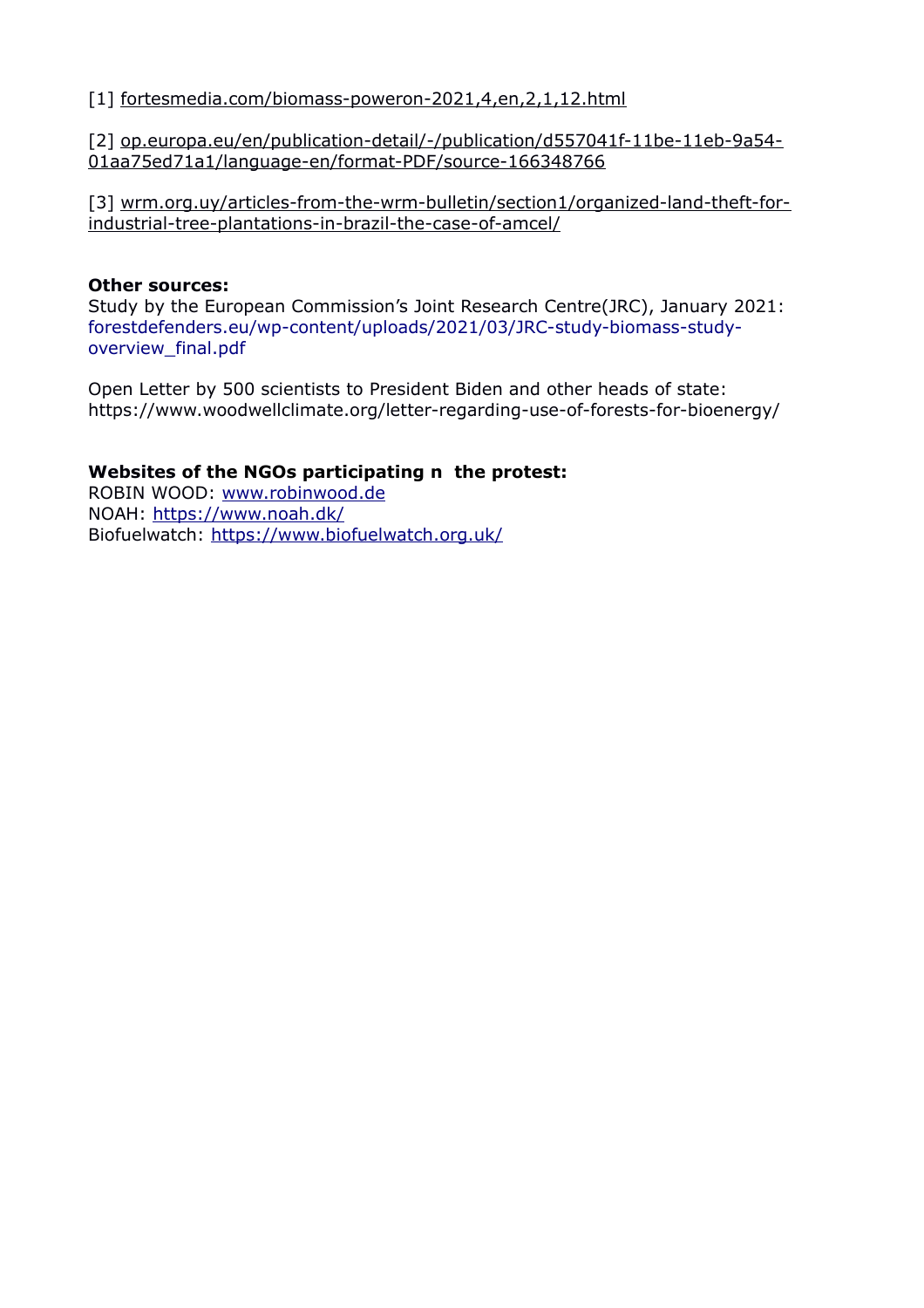[1] fortesmedia.com/biomass-poweron-2021,4,en,2,1,12.html

[2] op.europa.eu/en/publication-detail/-/publication/d557041f-11be-11eb-9a54-01aa75ed71a1/language-en/format-PDF/source-166348766

[3] wrm.org.uy/articles-from-the-wrm-bulletin/section1/organized-land-theft-for-industrial-tree-plantations-in-brazil-the-case-of-amcel/

**Other sources:**
Study by the European Commission's Joint Research Centre(JRC), January 2021: forestdefenders.eu/wp-content/uploads/2021/03/JRC-study-biomass-study-overview_final.pdf

Open Letter by 500 scientists to President Biden and other heads of state: https://www.woodwellclimate.org/letter-regarding-use-of-forests-for-bioenergy/

**Websites of the NGOs participating n  the protest:**
ROBIN WOOD: www.robinwood.de
NOAH: https://www.noah.dk/
Biofuelwatch: https://www.biofuelwatch.org.uk/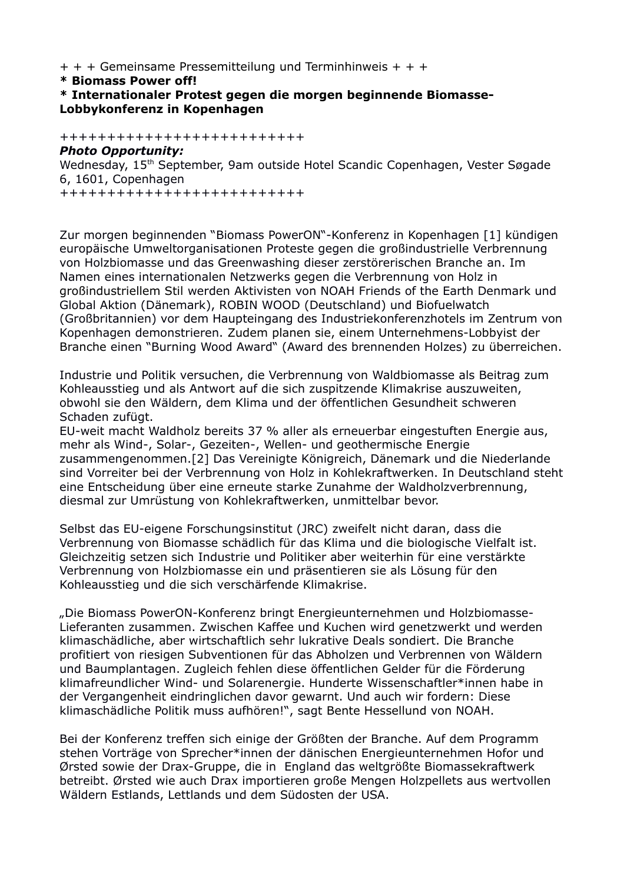+ + + Gemeinsame Pressemitteilung und Terminhinweis + + +

**\* Biomass Power off!**

**\* Internationaler Protest gegen die morgen beginnende Biomasse-Lobbykonferenz in Kopenhagen**

+++++++++++++++++++++++++

***Photo Opportunity:***

Wednesday, 15th September, 9am outside Hotel Scandic Copenhagen, Vester Søgade 6, 1601, Copenhagen

+++++++++++++++++++++++++

Zur morgen beginnenden "Biomass PowerON"-Konferenz in Kopenhagen [1] kündigen europäische Umweltorganisationen Proteste gegen die großindustrielle Verbrennung von Holzbiomasse und das Greenwashing dieser zerstörerischen Branche an. Im Namen eines internationalen Netzwerks gegen die Verbrennung von Holz in großindustriellem Stil werden Aktivisten von NOAH Friends of the Earth Denmark und Global Aktion (Dänemark), ROBIN WOOD (Deutschland) und Biofuelwatch (Großbritannien) vor dem Haupteingang des Industriekonferenzhotels im Zentrum von Kopenhagen demonstrieren. Zudem planen sie, einem Unternehmens-Lobbyist der Branche einen "Burning Wood Award" (Award des brennenden Holzes) zu überreichen.

Industrie und Politik versuchen, die Verbrennung von Waldbiomasse als Beitrag zum Kohleausstieg und als Antwort auf die sich zuspitzende Klimakrise auszuweiten, obwohl sie den Wäldern, dem Klima und der öffentlichen Gesundheit schweren Schaden zufügt.
EU-weit macht Waldholz bereits 37 % aller als erneuerbar eingestuften Energie aus, mehr als Wind-, Solar-, Gezeiten-, Wellen- und geothermische Energie zusammengenommen.[2] Das Vereinigte Königreich, Dänemark und die Niederlande sind Vorreiter bei der Verbrennung von Holz in Kohlekraftwerken. In Deutschland steht eine Entscheidung über eine erneute starke Zunahme der Waldholzverbrennung, diesmal zur Umrüstung von Kohlekraftwerken, unmittelbar bevor.

Selbst das EU-eigene Forschungsinstitut (JRC) zweifelt nicht daran, dass die Verbrennung von Biomasse schädlich für das Klima und die biologische Vielfalt ist. Gleichzeitig setzen sich Industrie und Politiker aber weiterhin für eine verstärkte Verbrennung von Holzbiomasse ein und präsentieren sie als Lösung für den Kohleausstieg und die sich verschärfende Klimakrise.

„Die Biomass PowerON-Konferenz bringt Energieunternehmen und Holzbiomasse-Lieferanten zusammen. Zwischen Kaffee und Kuchen wird genetzwerkt und werden klimaschädliche, aber wirtschaftlich sehr lukrative Deals sondiert. Die Branche profitiert von riesigen Subventionen für das Abholzen und Verbrennen von Wäldern und Baumplantagen. Zugleich fehlen diese öffentlichen Gelder für die Förderung klimafreundlicher Wind- und Solarenergie. Hunderte Wissenschaftler*innen habe in der Vergangenheit eindringlichen davor gewarnt. Und auch wir fordern: Diese klimaschädliche Politik muss aufhören!", sagt Bente Hessellund von NOAH.

Bei der Konferenz treffen sich einige der Größten der Branche. Auf dem Programm stehen Vorträge von Sprecher*innen der dänischen Energieunternehmen Hofor und Ørsted sowie der Drax-Gruppe, die in England das weltgrößte Biomassekraftwerk betreibt. Ørsted wie auch Drax importieren große Mengen Holzpellets aus wertvollen Wäldern Estlands, Lettlands und dem Südosten der USA.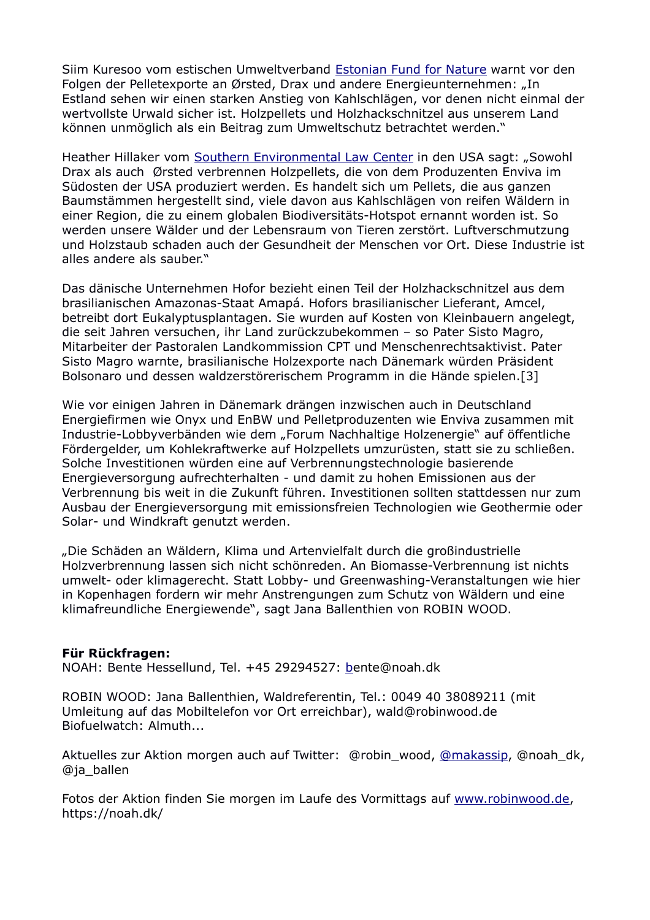Siim Kuresoo vom estischen Umweltverband [Estonian Fund for Nature] warnt vor den Folgen der Pelletexporte an Ørsted, Drax und andere Energieunternehmen: „In Estland sehen wir einen starken Anstieg von Kahlschlägen, vor denen nicht einmal der wertvollste Urwald sicher ist. Holzpellets und Holzhackschnitzel aus unserem Land können unmöglich als ein Beitrag zum Umweltschutz betrachtet werden."

Heather Hillaker vom [Southern Environmental Law Center] in den USA sagt: „Sowohl Drax als auch Ørsted verbrennen Holzpellets, die von dem Produzenten Enviva im Südosten der USA produziert werden. Es handelt sich um Pellets, die aus ganzen Baumstämmen hergestellt sind, viele davon aus Kahlschlägen von reifen Wäldern in einer Region, die zu einem globalen Biodiversitäts-Hotspot ernannt worden ist. So werden unsere Wälder und der Lebensraum von Tieren zerstört. Luftverschmutzung und Holzstaub schaden auch der Gesundheit der Menschen vor Ort. Diese Industrie ist alles andere als sauber."

Das dänische Unternehmen Hofor bezieht einen Teil der Holzhackschnitzel aus dem brasilianischen Amazonas-Staat Amapá. Hofors brasilianischer Lieferant, Amcel, betreibt dort Eukalyptusplantagen. Sie wurden auf Kosten von Kleinbauern angelegt, die seit Jahren versuchen, ihr Land zurückzubekommen – so Pater Sisto Magro, Mitarbeiter der Pastoralen Landkommission CPT und Menschenrechtsaktivist. Pater Sisto Magro warnte, brasilianische Holzexporte nach Dänemark würden Präsident Bolsonaro und dessen waldzerstörerischem Programm in die Hände spielen.[3]

Wie vor einigen Jahren in Dänemark drängen inzwischen auch in Deutschland Energiefirmen wie Onyx und EnBW und Pelletproduzenten wie Enviva zusammen mit Industrie-Lobbyverbänden wie dem „Forum Nachhaltige Holzenergie" auf öffentliche Fördergelder, um Kohlekraftwerke auf Holzpellets umzurüsten, statt sie zu schließen. Solche Investitionen würden eine auf Verbrennungstechnologie basierende Energieversorgung aufrechterhalten - und damit zu hohen Emissionen aus der Verbrennung bis weit in die Zukunft führen. Investitionen sollten stattdessen nur zum Ausbau der Energieversorgung mit emissionsfreien Technologien wie Geothermie oder Solar- und Windkraft genutzt werden.

„Die Schäden an Wäldern, Klima und Artenvielfalt durch die großindustrielle Holzverbrennung lassen sich nicht schönreden. An Biomasse-Verbrennung ist nichts umwelt- oder klimagerecht. Statt Lobby- und Greenwashing-Veranstaltungen wie hier in Kopenhagen fordern wir mehr Anstrengungen zum Schutz von Wäldern und eine klimafreundliche Energiewende", sagt Jana Ballenthien von ROBIN WOOD.

**Für Rückfragen:**
NOAH: Bente Hessellund, Tel. +45 29294527: bente@noah.dk

ROBIN WOOD: Jana Ballenthien, Waldreferentin, Tel.: 0049 40 38089211 (mit Umleitung auf das Mobiltelefon vor Ort erreichbar), wald@robinwood.de
Biofuelwatch: Almuth...

Aktuelles zur Aktion morgen auch auf Twitter: @robin_wood, @makassip, @noah_dk, @ja_ballen

Fotos der Aktion finden Sie morgen im Laufe des Vormittags auf www.robinwood.de, https://noah.dk/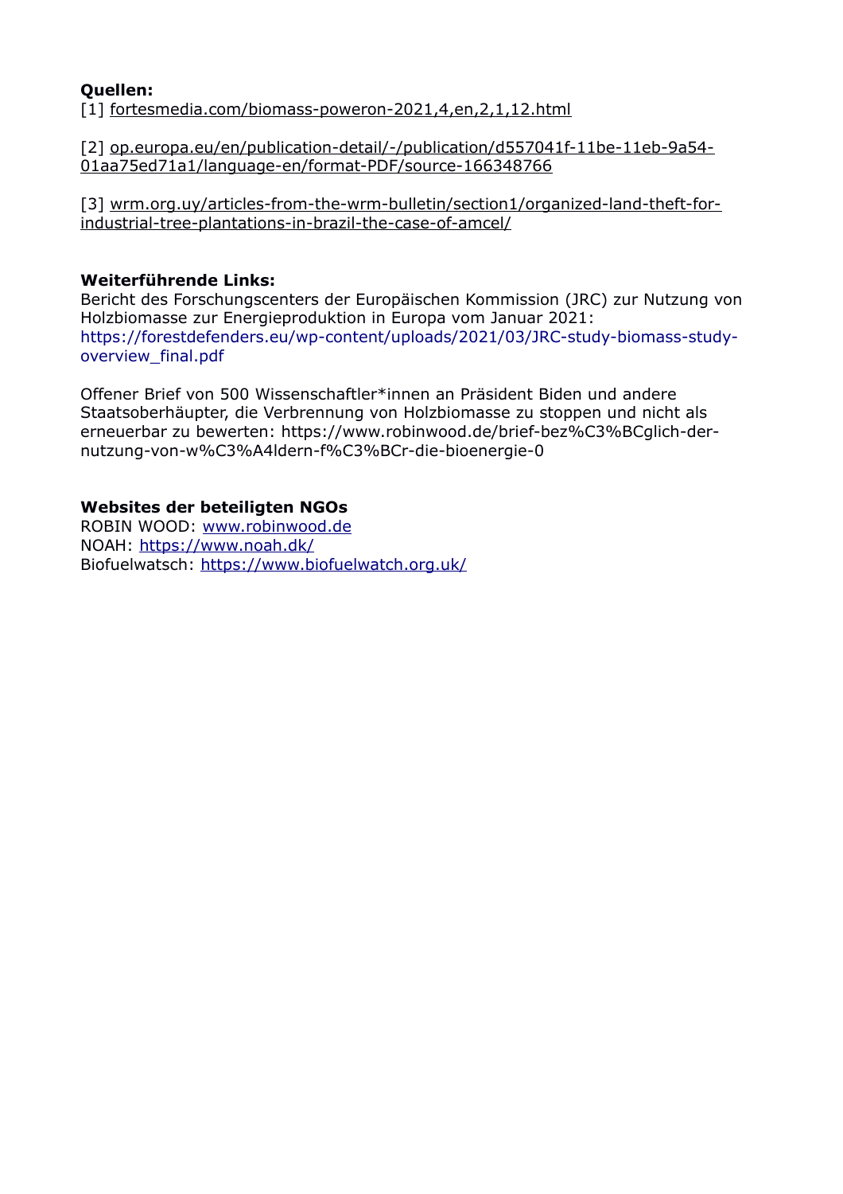**Quellen:**

[1] fortesmedia.com/biomass-poweron-2021,4,en,2,1,12.html

[2] op.europa.eu/en/publication-detail/-/publication/d557041f-11be-11eb-9a54-01aa75ed71a1/language-en/format-PDF/source-166348766

[3] wrm.org.uy/articles-from-the-wrm-bulletin/section1/organized-land-theft-for-industrial-tree-plantations-in-brazil-the-case-of-amcel/

**Weiterführende Links:**

Bericht des Forschungscenters der Europäischen Kommission (JRC) zur Nutzung von Holzbiomasse zur Energieproduktion in Europa vom Januar 2021: https://forestdefenders.eu/wp-content/uploads/2021/03/JRC-study-biomass-study-overview_final.pdf

Offener Brief von 500 Wissenschaftler*innen an Präsident Biden und andere Staatsoberhäupter, die Verbrennung von Holzbiomasse zu stoppen und nicht als erneuerbar zu bewerten: https://www.robinwood.de/brief-bez%C3%BCglich-der-nutzung-von-w%C3%A4ldern-f%C3%BCr-die-bioenergie-0

**Websites der beteiligten NGOs**

ROBIN WOOD: www.robinwood.de
NOAH: https://www.noah.dk/
Biofuelwatsch: https://www.biofuelwatch.org.uk/